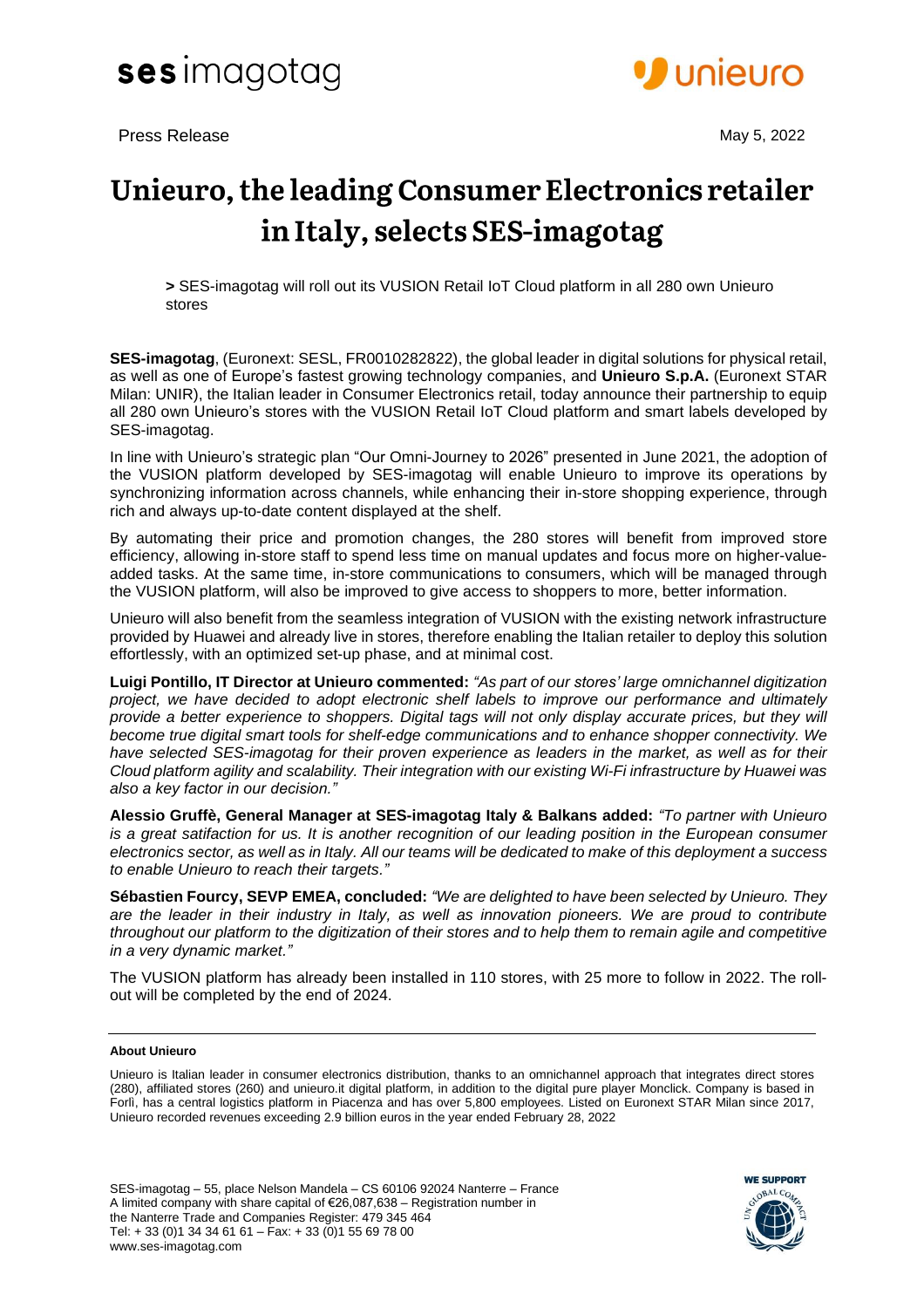Press Release

May 5, 2022

# Unieuro, the leading Consumer Electronics retailer in Italy, selects SES-imagotag

> SES-imagotag will roll out its VUSION Retail IoT Cloud platform in all 280 own Unieuro stores

**SES-imagotag**, (Euronext: SESL, FR0010282822), the global leader in digital solutions for physical retail, as well as one of Europe's fastest growing technology companies, and **Unieuro S.p.A.** (Euronext STAR Milan: UNIR), the Italian leader in Consumer Electronics retail, today announce their partnership to equip all 280 own Unieuro's stores with the VUSION Retail IoT Cloud platform and smart labels developed by SES-imagotag.

In line with Unieuro's strategic plan "Our Omni-Journey to 2026" presented in June 2021, the adoption of the VUSION platform developed by SES-imagotag will enable Unieuro to improve its operations by synchronizing information across channels, while enhancing their in-store shopping experience, through rich and always up-to-date content displayed at the shelf.

By automating their price and promotion changes, the 280 stores will benefit from improved store efficiency, allowing in-store staff to spend less time on manual updates and focus more on higher-value-added tasks. At the same time, in-store communications to consumers, which will be managed through the VUSION platform, will also be improved to give access to shoppers to more, better information.

Unieuro will also benefit from the seamless integration of VUSION with the existing network infrastructure provided by Huawei and already live in stores, therefore enabling the Italian retailer to deploy this solution effortlessly, with an optimized set-up phase, and at minimal cost.

**Luigi Pontillo, IT Director at Unieuro commented:** *"As part of our stores' large omnichannel digitization project, we have decided to adopt electronic shelf labels to improve our performance and ultimately provide a better experience to shoppers. Digital tags will not only display accurate prices, but they will become true digital smart tools for shelf-edge communications and to enhance shopper connectivity. We have selected SES-imagotag for their proven experience as leaders in the market, as well as for their Cloud platform agility and scalability. Their integration with our existing Wi-Fi infrastructure by Huawei was also a key factor in our decision."*

**Alessio Gruffè, General Manager at SES-imagotag Italy & Balkans added:** *"To partner with Unieuro is a great satisfaction for us. It is another recognition of our leading position in the European consumer electronics sector, as well as in Italy. All our teams will be dedicated to make of this deployment a success to enable Unieuro to reach their targets."*

**Sébastien Fourcy, SEVP EMEA, concluded:** *"We are delighted to have been selected by Unieuro. They are the leader in their industry in Italy, as well as innovation pioneers. We are proud to contribute throughout our platform to the digitization of their stores and to help them to remain agile and competitive in a very dynamic market."*

The VUSION platform has already been installed in 110 stores, with 25 more to follow in 2022. The roll-out will be completed by the end of 2024.

**About Unieuro**

Unieuro is Italian leader in consumer electronics distribution, thanks to an omnichannel approach that integrates direct stores (280), affiliated stores (260) and unieuro.it digital platform, in addition to the digital pure player Monclick. Company is based in Forlì, has a central logistics platform in Piacenza and has over 5,800 employees. Listed on Euronext STAR Milan since 2017, Unieuro recorded revenues exceeding 2.9 billion euros in the year ended February 28, 2022

SES-imagotag – 55, place Nelson Mandela – CS 60106 92024 Nanterre – France
A limited company with share capital of €26,087,638 – Registration number in the Nanterre Trade and Companies Register: 479 345 464
Tel: + 33 (0)1 34 34 61 61 – Fax: + 33 (0)1 55 69 78 00
www.ses-imagotag.com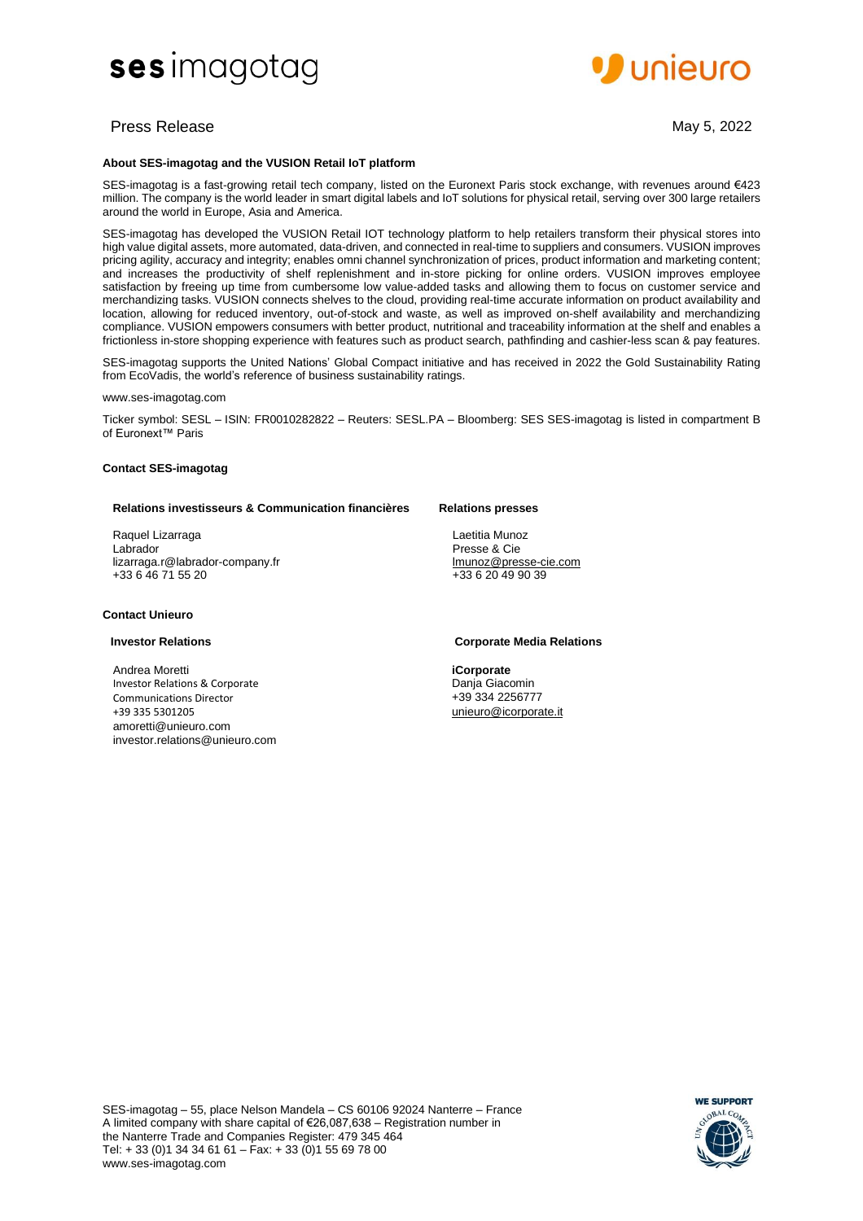Press Release

May 5, 2022

**About SES-imagotag and the VUSION Retail IoT platform**

SES-imagotag is a fast-growing retail tech company, listed on the Euronext Paris stock exchange, with revenues around €423 million. The company is the world leader in smart digital labels and IoT solutions for physical retail, serving over 300 large retailers around the world in Europe, Asia and America.

SES-imagotag has developed the VUSION Retail IOT technology platform to help retailers transform their physical stores into high value digital assets, more automated, data-driven, and connected in real-time to suppliers and consumers. VUSION improves pricing agility, accuracy and integrity; enables omni channel synchronization of prices, product information and marketing content; and increases the productivity of shelf replenishment and in-store picking for online orders. VUSION improves employee satisfaction by freeing up time from cumbersome low value-added tasks and allowing them to focus on customer service and merchandizing tasks. VUSION connects shelves to the cloud, providing real-time accurate information on product availability and location, allowing for reduced inventory, out-of-stock and waste, as well as improved on-shelf availability and merchandizing compliance. VUSION empowers consumers with better product, nutritional and traceability information at the shelf and enables a frictionless in-store shopping experience with features such as product search, pathfinding and cashier-less scan & pay features.

SES-imagotag supports the United Nations' Global Compact initiative and has received in 2022 the Gold Sustainability Rating from EcoVadis, the world's reference of business sustainability ratings.

www.ses-imagotag.com

Ticker symbol: SESL – ISIN: FR0010282822 – Reuters: SESL.PA – Bloomberg: SES SES-imagotag is listed in compartment B of Euronext™ Paris

**Contact SES-imagotag**

**Relations investisseurs & Communication financières**

Raquel Lizarraga
Labrador
lizarraga.r@labrador-company.fr
+33 6 46 71 55 20

**Relations presses**

Laetitia Munoz
Presse & Cie
lmunoz@presse-cie.com
+33 6 20 49 90 39

**Contact Unieuro**

**Investor Relations**

Andrea Moretti
Investor Relations & Corporate Communications Director
+39 335 5301205
amoretti@unieuro.com
investor.relations@unieuro.com

**Corporate Media Relations**

**iCorporate**
Danja Giacomin
+39 334 2256777
unieuro@icorporate.it

SES-imagotag – 55, place Nelson Mandela – CS 60106 92024 Nanterre – France
A limited company with share capital of €26,087,638 – Registration number in the Nanterre Trade and Companies Register: 479 345 464
Tel: + 33 (0)1 34 34 61 61 – Fax: + 33 (0)1 55 69 78 00
www.ses-imagotag.com